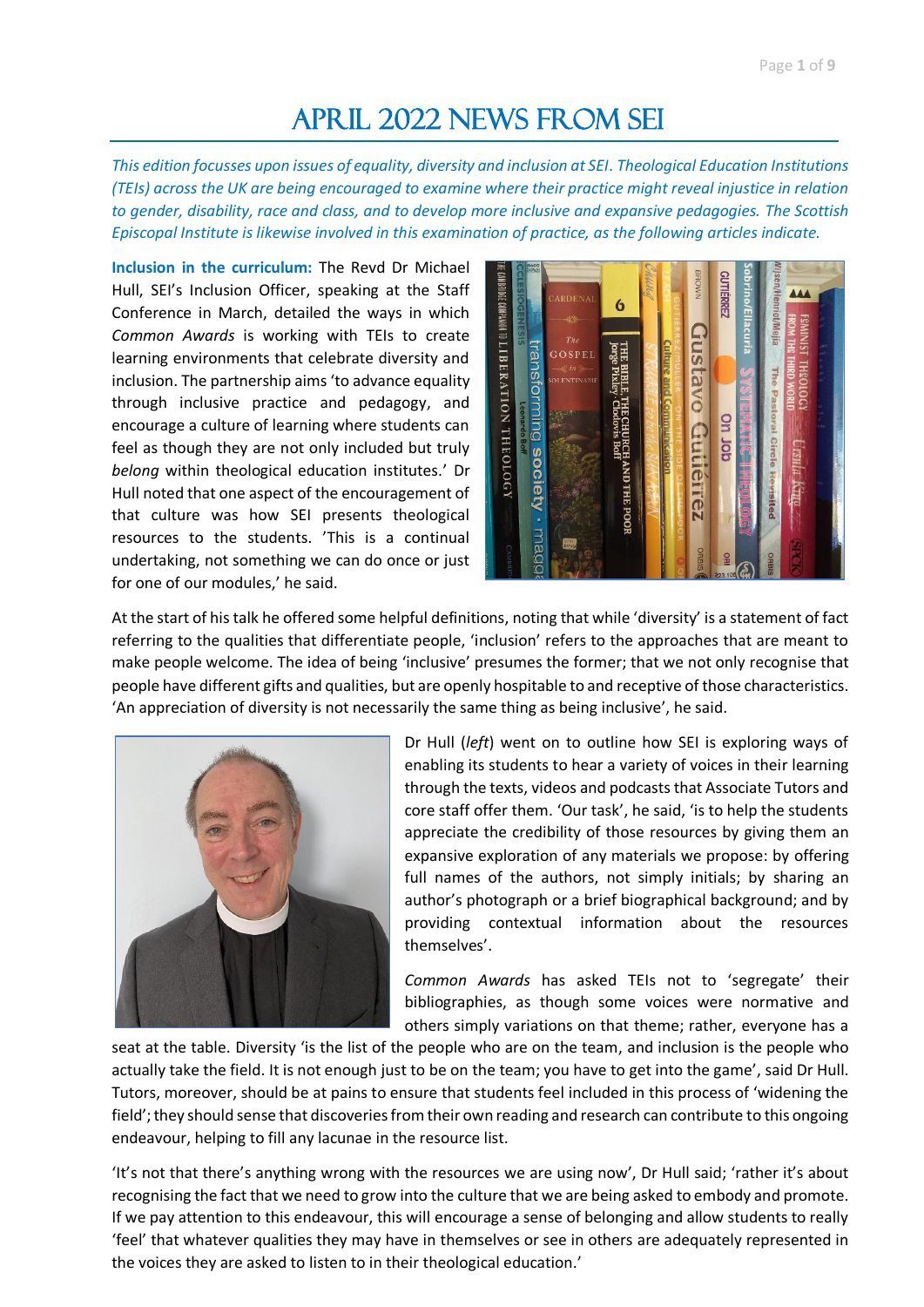# April 2022 News from SEI

*This edition focusses upon issues of equality, diversity and inclusion at SEI. Theological Education Institutions (TEIs) across the UK are being encouraged to examine where their practice might reveal injustice in relation to gender, disability, race and class, and to develop more inclusive and expansive pedagogies. The Scottish Episcopal Institute is likewise involved in this examination of practice, as the following articles indicate.*

**Inclusion in the curriculum:** The Revd Dr Michael Hull, SEI's Inclusion Officer, speaking at the Staff Conference in March, detailed the ways in which *Common Awards* is working with TEIs to create learning environments that celebrate diversity and inclusion. The partnership aims 'to advance equality through inclusive practice and pedagogy, and encourage a culture of learning where students can feel as though they are not only included but truly *belong* within theological education institutes.' Dr Hull noted that one aspect of the encouragement of that culture was how SEI presents theological resources to the students. 'This is a continual undertaking, not something we can do once or just for one of our modules,' he said.

At the start of his talk he offered some helpful definitions, noting that while 'diversity' is a statement of fact referring to the qualities that differentiate people, 'inclusion' refers to the approaches that are meant to make people welcome. The idea of being 'inclusive' presumes the former; that we not only recognise that people have different gifts and qualities, but are openly hospitable to and receptive of those characteristics. 'An appreciation of diversity is not necessarily the same thing as being inclusive', he said.

Dr Hull (*left*) went on to outline how SEI is exploring ways of enabling its students to hear a variety of voices in their learning through the texts, videos and podcasts that Associate Tutors and core staff offer them. 'Our task', he said, 'is to help the students appreciate the credibility of those resources by giving them an expansive exploration of any materials we propose: by offering full names of the authors, not simply initials; by sharing an author's photograph or a brief biographical background; and by providing contextual information about the resources themselves'.

*Common Awards* has asked TEIs not to 'segregate' their bibliographies, as though some voices were normative and others simply variations on that theme; rather, everyone has a seat at the table. Diversity 'is the list of the people who are on the team, and inclusion is the people who actually take the field. It is not enough just to be on the team; you have to get into the game', said Dr Hull. Tutors, moreover, should be at pains to ensure that students feel included in this process of 'widening the field'; they should sense that discoveries from their own reading and research can contribute to this ongoing endeavour, helping to fill any lacunae in the resource list.

'It's not that there's anything wrong with the resources we are using now', Dr Hull said; 'rather it's about recognising the fact that we need to grow into the culture that we are being asked to embody and promote. If we pay attention to this endeavour, this will encourage a sense of belonging and allow students to really 'feel' that whatever qualities they may have in themselves or see in others are adequately represented in the voices they are asked to listen to in their theological education.'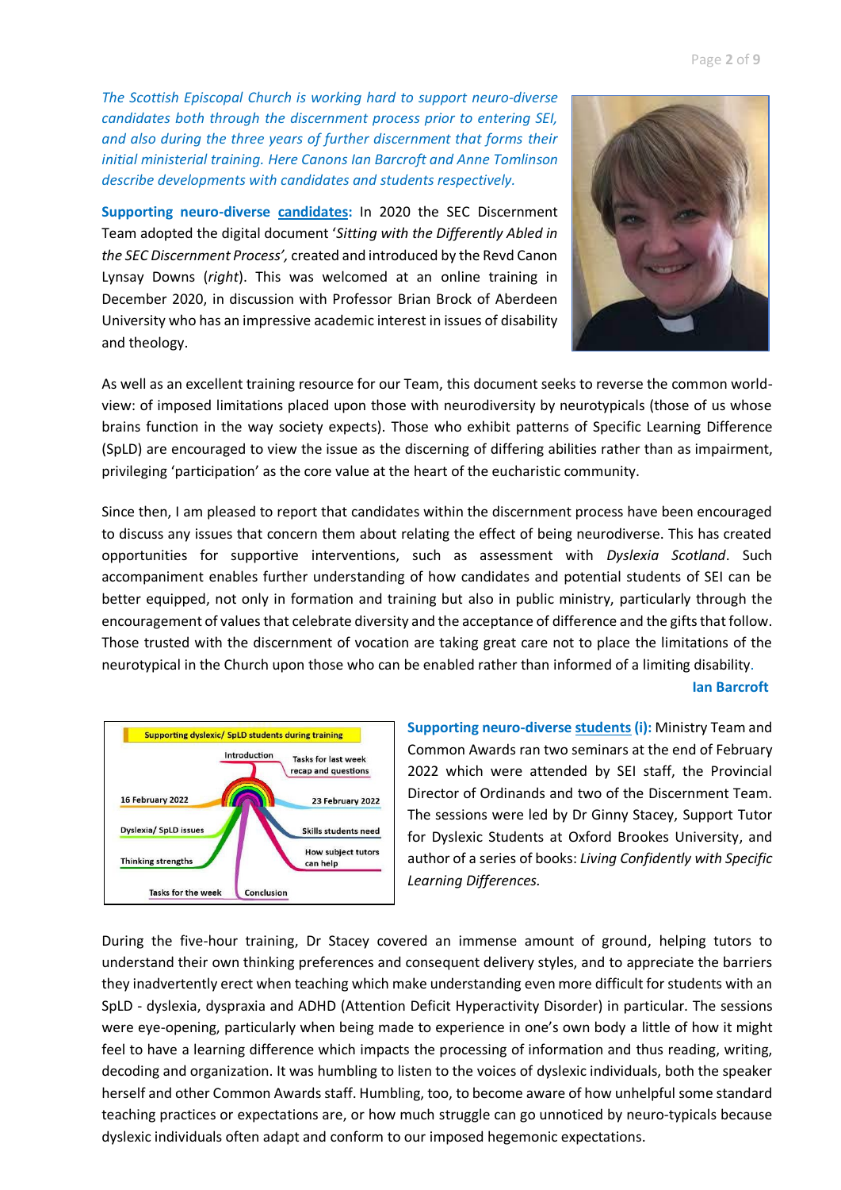*The Scottish Episcopal Church is working hard to support neuro-diverse candidates both through the discernment process prior to entering SEI, and also during the three years of further discernment that forms their initial ministerial training. Here Canons Ian Barcroft and Anne Tomlinson describe developments with candidates and students respectively.*

**Supporting neuro-diverse candidates:** In 2020 the SEC Discernment Team adopted the digital document '*Sitting with the Differently Abled in the SEC Discernment Process',* created and introduced by the Revd Canon Lysnay Downs (*right*). This was welcomed at an online training in December 2020, in discussion with Professor Brian Brock of Aberdeen University who has an impressive academic interest in issues of disability and theology.

As well as an excellent training resource for our Team, this document seeks to reverse the common world-view: of imposed limitations placed upon those with neurodiversity by neurotypicals (those of us whose brains function in the way society expects). Those who exhibit patterns of Specific Learning Difference (SpLD) are encouraged to view the issue as the discerning of differing abilities rather than as impairment, privileging 'participation' as the core value at the heart of the eucharistic community.

Since then, I am pleased to report that candidates within the discernment process have been encouraged to discuss any issues that concern them about relating the effect of being neurodiverse. This has created opportunities for supportive interventions, such as assessment with *Dyslexia Scotland*. Such accompaniment enables further understanding of how candidates and potential students of SEI can be better equipped, not only in formation and training but also in public ministry, particularly through the encouragement of values that celebrate diversity and the acceptance of difference and the gifts that follow. Those trusted with the discernment of vocation are taking great care not to place the limitations of the neurotypical in the Church upon those who can be enabled rather than informed of a limiting disability.

**Ian Barcroft**

Supporting dyslexic/ SpLD students during training

Introduction; Tasks for last week recap and questions; 16 February 2022; 23 February 2022; Dyslexia/ SpLD issues; Skills students need; Thinking strengths; How subject tutors can help; Tasks for the week; Conclusion

**Supporting neuro-diverse students (i):** Ministry Team and Common Awards ran two seminars at the end of February 2022 which were attended by SEI staff, the Provincial Director of Ordinands and two of the Discernment Team. The sessions were led by Dr Ginny Stacey, Support Tutor for Dyslexic Students at Oxford Brookes University, and author of a series of books: *Living Confidently with Specific Learning Differences.*

During the five-hour training, Dr Stacey covered an immense amount of ground, helping tutors to understand their own thinking preferences and consequent delivery styles, and to appreciate the barriers they inadvertently erect when teaching which make understanding even more difficult for students with an SpLD - dyslexia, dyspraxia and ADHD (Attention Deficit Hyperactivity Disorder) in particular. The sessions were eye-opening, particularly when being made to experience in one's own body a little of how it might feel to have a learning difference which impacts the processing of information and thus reading, writing, decoding and organization. It was humbling to listen to the voices of dyslexic individuals, both the speaker herself and other Common Awards staff. Humbling, too, to become aware of how unhelpful some standard teaching practices or expectations are, or how much struggle can go unnoticed by neuro-typicals because dyslexic individuals often adapt and conform to our imposed hegemonic expectations.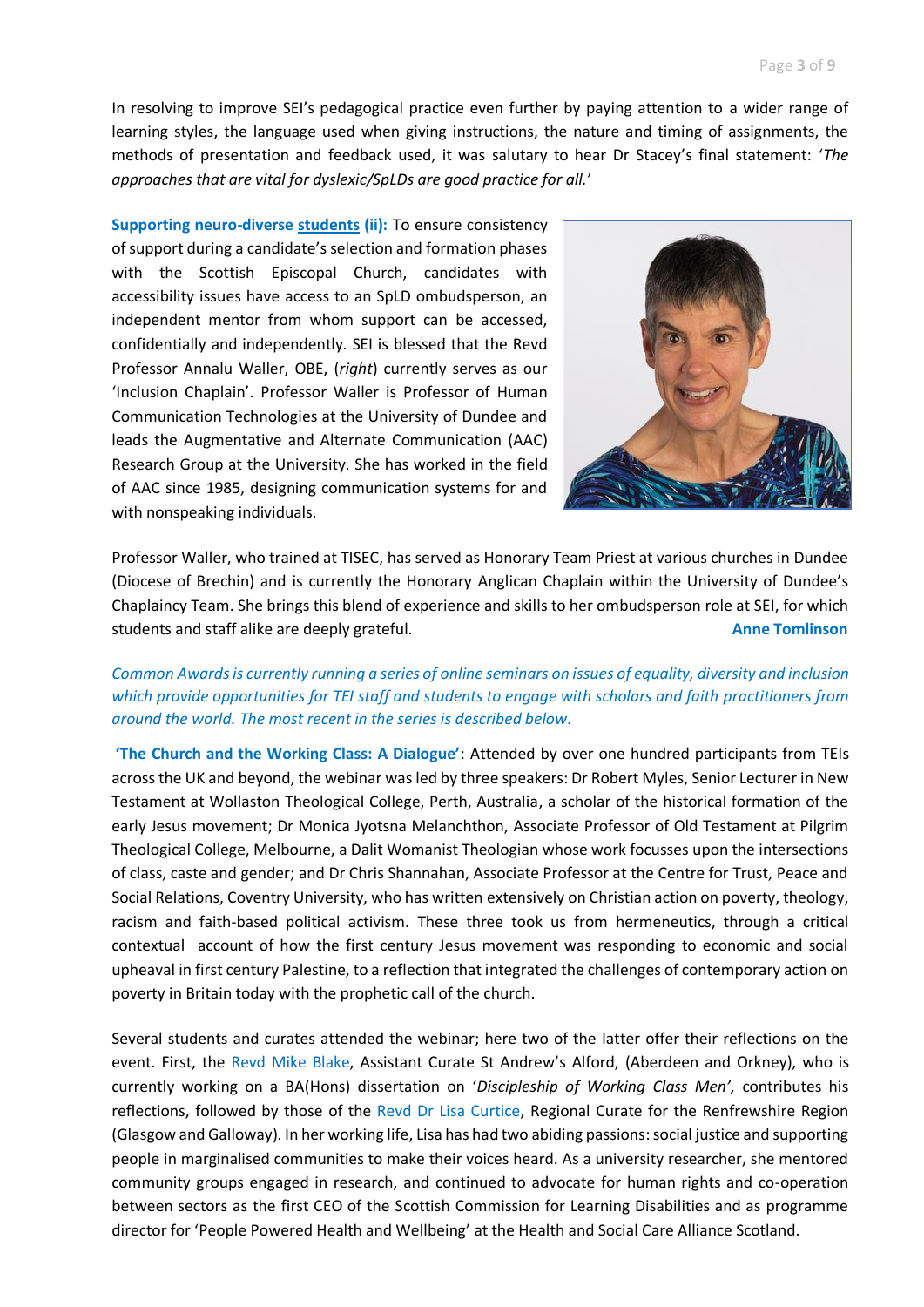In resolving to improve SEI's pedagogical practice even further by paying attention to a wider range of learning styles, the language used when giving instructions, the nature and timing of assignments, the methods of presentation and feedback used, it was salutary to hear Dr Stacey's final statement: '*The approaches that are vital for dyslexic/SpLDs are good practice for all.*'

**Supporting neuro-diverse students (ii):** To ensure consistency of support during a candidate's selection and formation phases with the Scottish Episcopal Church, candidates with accessibility issues have access to an SpLD ombudsperson, an independent mentor from whom support can be accessed, confidentially and independently. SEI is blessed that the Revd Professor Annalu Waller, OBE, (*right*) currently serves as our 'Inclusion Chaplain'. Professor Waller is Professor of Human Communication Technologies at the University of Dundee and leads the Augmentative and Alternate Communication (AAC) Research Group at the University. She has worked in the field of AAC since 1985, designing communication systems for and with nonspeaking individuals.

Professor Waller, who trained at TISEC, has served as Honorary Team Priest at various churches in Dundee (Diocese of Brechin) and is currently the Honorary Anglican Chaplain within the University of Dundee's Chaplaincy Team. She brings this blend of experience and skills to her ombudsperson role at SEI, for which students and staff alike are deeply grateful.

**Anne Tomlinson**

*Common Awards is currently running a series of online seminars on issues of equality, diversity and inclusion which provide opportunities for TEI staff and students to engage with scholars and faith practitioners from around the world. The most recent in the series is described below.*

**'The Church and the Working Class: A Dialogue'**: Attended by over one hundred participants from TEIs across the UK and beyond, the webinar was led by three speakers: Dr Robert Myles, Senior Lecturer in New Testament at Wollaston Theological College, Perth, Australia, a scholar of the historical formation of the early Jesus movement; Dr Monica Jyotsna Melanchthon, Associate Professor of Old Testament at Pilgrim Theological College, Melbourne, a Dalit Womanist Theologian whose work focusses upon the intersections of class, caste and gender; and Dr Chris Shannahan, Associate Professor at the Centre for Trust, Peace and Social Relations, Coventry University, who has written extensively on Christian action on poverty, theology, racism and faith-based political activism. These three took us from hermeneutics, through a critical contextual account of how the first century Jesus movement was responding to economic and social upheaval in first century Palestine, to a reflection that integrated the challenges of contemporary action on poverty in Britain today with the prophetic call of the church.

Several students and curates attended the webinar; here two of the latter offer their reflections on the event. First, the Revd Mike Blake, Assistant Curate St Andrew's Alford, (Aberdeen and Orkney), who is currently working on a BA(Hons) dissertation on '*Discipleship of Working Class Men',* contributes his reflections, followed by those of the Revd Dr Lisa Curtice, Regional Curate for the Renfrewshire Region (Glasgow and Galloway). In her working life, Lisa has had two abiding passions: social justice and supporting people in marginalised communities to make their voices heard. As a university researcher, she mentored community groups engaged in research, and continued to advocate for human rights and co-operation between sectors as the first CEO of the Scottish Commission for Learning Disabilities and as programme director for 'People Powered Health and Wellbeing' at the Health and Social Care Alliance Scotland.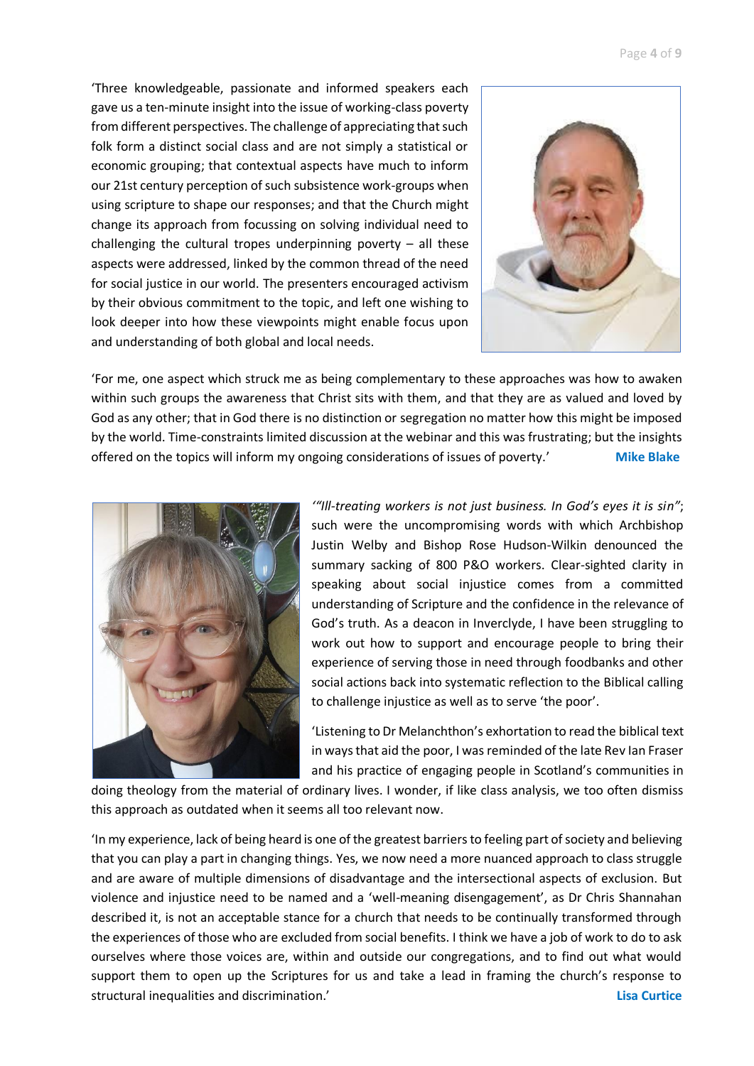'Three knowledgeable, passionate and informed speakers each gave us a ten-minute insight into the issue of working-class poverty from different perspectives. The challenge of appreciating that such folk form a distinct social class and are not simply a statistical or economic grouping; that contextual aspects have much to inform our 21st century perception of such subsistence work-groups when using scripture to shape our responses; and that the Church might change its approach from focussing on solving individual need to challenging the cultural tropes underpinning poverty – all these aspects were addressed, linked by the common thread of the need for social justice in our world. The presenters encouraged activism by their obvious commitment to the topic, and left one wishing to look deeper into how these viewpoints might enable focus upon and understanding of both global and local needs.

'For me, one aspect which struck me as being complementary to these approaches was how to awaken within such groups the awareness that Christ sits with them, and that they are as valued and loved by God as any other; that in God there is no distinction or segregation no matter how this might be imposed by the world. Time-constraints limited discussion at the webinar and this was frustrating; but the insights offered on the topics will inform my ongoing considerations of issues of poverty.' **Mike Blake**

'*"Ill-treating workers is not just business. In God's eyes it is sin"*; such were the uncompromising words with which Archbishop Justin Welby and Bishop Rose Hudson-Wilkin denounced the summary sacking of 800 P&O workers. Clear-sighted clarity in speaking about social injustice comes from a committed understanding of Scripture and the confidence in the relevance of God's truth. As a deacon in Inverclyde, I have been struggling to work out how to support and encourage people to bring their experience of serving those in need through foodbanks and other social actions back into systematic reflection to the Biblical calling to challenge injustice as well as to serve 'the poor'.

'Listening to Dr Melanchthon's exhortation to read the biblical text in ways that aid the poor, I was reminded of the late Rev Ian Fraser and his practice of engaging people in Scotland's communities in doing theology from the material of ordinary lives. I wonder, if like class analysis, we too often dismiss this approach as outdated when it seems all too relevant now.

'In my experience, lack of being heard is one of the greatest barriers to feeling part of society and believing that you can play a part in changing things. Yes, we now need a more nuanced approach to class struggle and are aware of multiple dimensions of disadvantage and the intersectional aspects of exclusion. But violence and injustice need to be named and a 'well-meaning disengagement', as Dr Chris Shannahan described it, is not an acceptable stance for a church that needs to be continually transformed through the experiences of those who are excluded from social benefits. I think we have a job of work to do to ask ourselves where those voices are, within and outside our congregations, and to find out what would support them to open up the Scriptures for us and take a lead in framing the church's response to structural inequalities and discrimination.' **Lisa Curtice**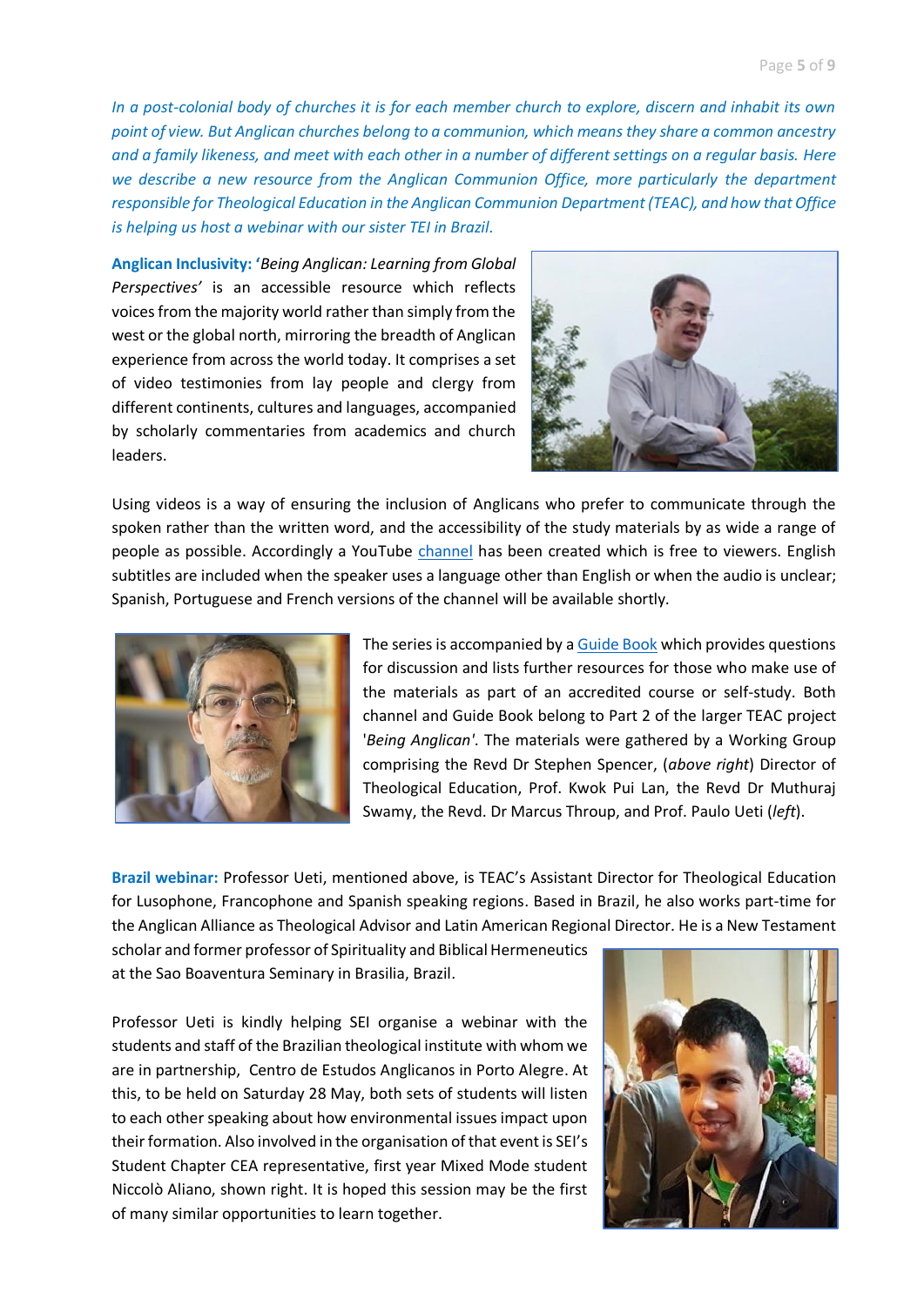*In a post-colonial body of churches it is for each member church to explore, discern and inhabit its own point of view. But Anglican churches belong to a communion, which means they share a common ancestry and a family likeness, and meet with each other in a number of different settings on a regular basis. Here we describe a new resource from the Anglican Communion Office, more particularly the department responsible for Theological Education in the Anglican Communion Department (TEAC), and how that Office is helping us host a webinar with our sister TEI in Brazil.*

**Anglican Inclusivity:** '*Being Anglican: Learning from Global Perspectives'* is an accessible resource which reflects voices from the majority world rather than simply from the west or the global north, mirroring the breadth of Anglican experience from across the world today. It comprises a set of video testimonies from lay people and clergy from different continents, cultures and languages, accompanied by scholarly commentaries from academics and church leaders.

Using videos is a way of ensuring the inclusion of Anglicans who prefer to communicate through the spoken rather than the written word, and the accessibility of the study materials by as wide a range of people as possible. Accordingly a YouTube channel has been created which is free to viewers. English subtitles are included when the speaker uses a language other than English or when the audio is unclear; Spanish, Portuguese and French versions of the channel will be available shortly.

The series is accompanied by a Guide Book which provides questions for discussion and lists further resources for those who make use of the materials as part of an accredited course or self-study. Both channel and Guide Book belong to Part 2 of the larger TEAC project '*Being Anglican'*. The materials were gathered by a Working Group comprising the Revd Dr Stephen Spencer, (*above right*) Director of Theological Education, Prof. Kwok Pui Lan, the Revd Dr Muthuraj Swamy, the Revd. Dr Marcus Throup, and Prof. Paulo Ueti (*left*).

**Brazil webinar:** Professor Ueti, mentioned above, is TEAC's Assistant Director for Theological Education for Lusophone, Francophone and Spanish speaking regions. Based in Brazil, he also works part-time for the Anglican Alliance as Theological Advisor and Latin American Regional Director. He is a New Testament scholar and former professor of Spirituality and Biblical Hermeneutics at the Sao Boaventura Seminary in Brasilia, Brazil.

Professor Ueti is kindly helping SEI organise a webinar with the students and staff of the Brazilian theological institute with whom we are in partnership, Centro de Estudos Anglicanos in Porto Alegre. At this, to be held on Saturday 28 May, both sets of students will listen to each other speaking about how environmental issues impact upon their formation. Also involved in the organisation of that event is SEI's Student Chapter CEA representative, first year Mixed Mode student Niccolò Aliano, shown right. It is hoped this session may be the first of many similar opportunities to learn together.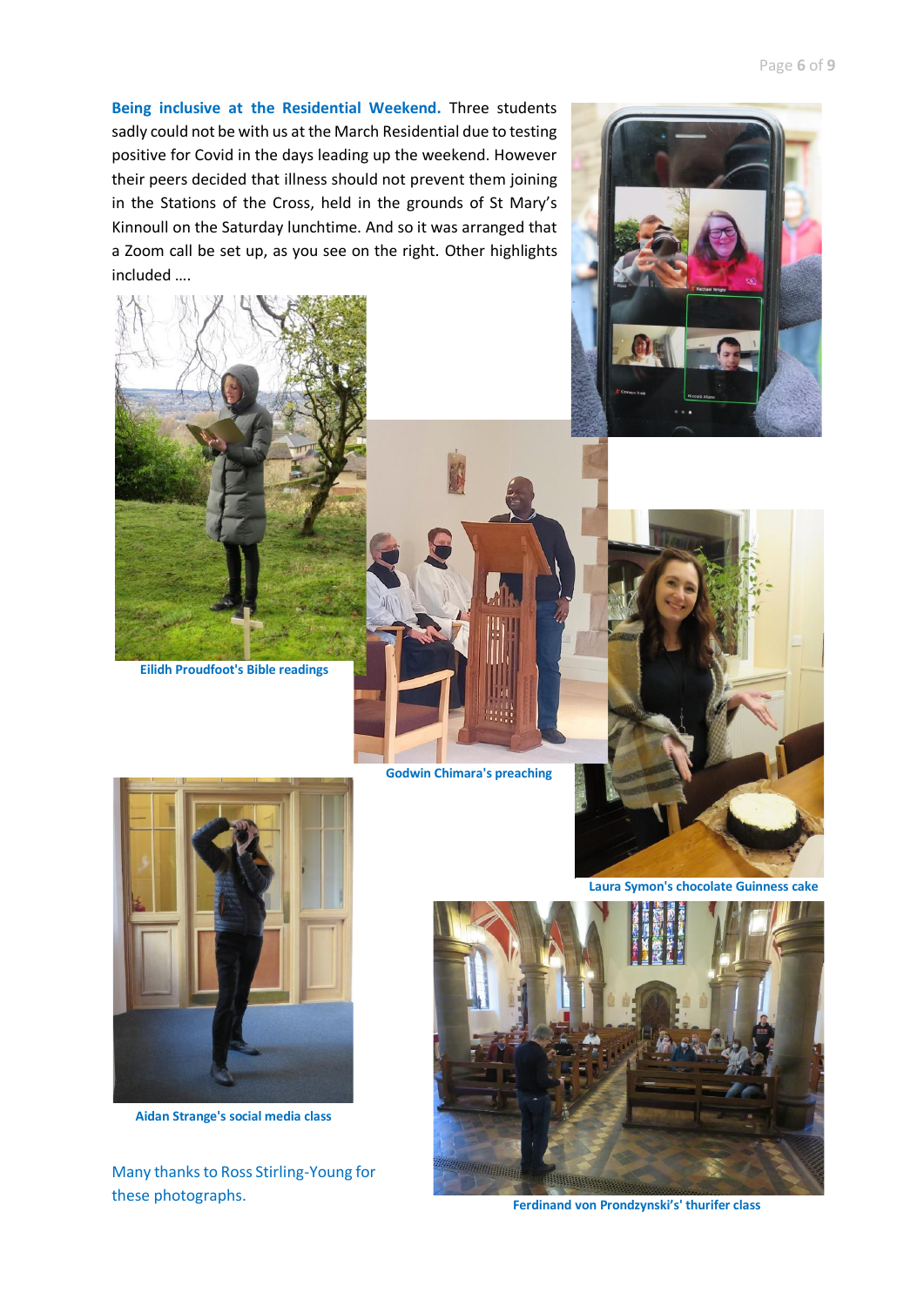**Being inclusive at the Residential Weekend.** Three students sadly could not be with us at the March Residential due to testing positive for Covid in the days leading up the weekend. However their peers decided that illness should not prevent them joining in the Stations of the Cross, held in the grounds of St Mary's Kinnoull on the Saturday lunchtime. And so it was arranged that a Zoom call be set up, as you see on the right. Other highlights included ….

**Eilidh Proudfoot's Bible readings**

**Godwin Chimara's preaching**

**Laura Symon's chocolate Guinness cake**

**Aidan Strange's social media class**

**Ferdinand von Prondzynski's' thurifer class**

Many thanks to Ross Stirling-Young for these photographs.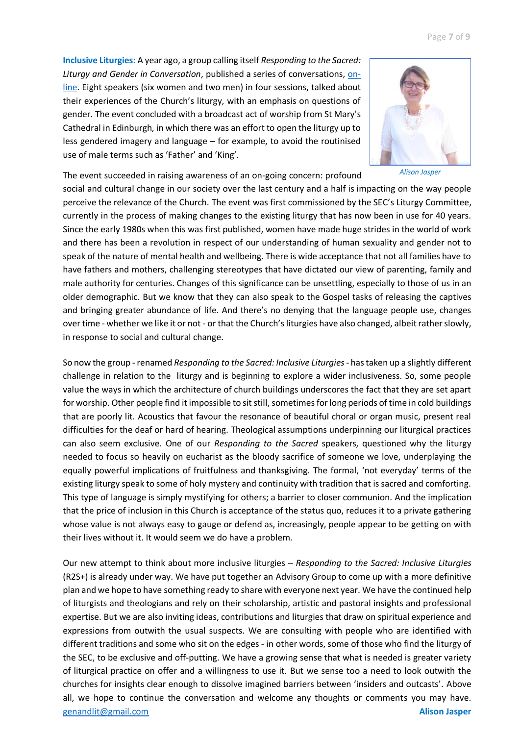**Inclusive Liturgies:** A year ago, a group calling itself *Responding to the Sacred: Liturgy and Gender in Conversation*, published a series of conversations, on-line. Eight speakers (six women and two men) in four sessions, talked about their experiences of the Church's liturgy, with an emphasis on questions of gender. The event concluded with a broadcast act of worship from St Mary's Cathedral in Edinburgh, in which there was an effort to open the liturgy up to less gendered imagery and language – for example, to avoid the routinised use of male terms such as 'Father' and 'King'.

*Alison Jasper*

The event succeeded in raising awareness of an on-going concern: profound social and cultural change in our society over the last century and a half is impacting on the way people perceive the relevance of the Church. The event was first commissioned by the SEC's Liturgy Committee, currently in the process of making changes to the existing liturgy that has now been in use for 40 years. Since the early 1980s when this was first published, women have made huge strides in the world of work and there has been a revolution in respect of our understanding of human sexuality and gender not to speak of the nature of mental health and wellbeing. There is wide acceptance that not all families have to have fathers and mothers, challenging stereotypes that have dictated our view of parenting, family and male authority for centuries. Changes of this significance can be unsettling, especially to those of us in an older demographic. But we know that they can also speak to the Gospel tasks of releasing the captives and bringing greater abundance of life. And there's no denying that the language people use, changes over time - whether we like it or not - or that the Church's liturgies have also changed, albeit rather slowly, in response to social and cultural change.

So now the group - renamed *Responding to the Sacred: Inclusive Liturgies* - has taken up a slightly different challenge in relation to the liturgy and is beginning to explore a wider inclusiveness. So, some people value the ways in which the architecture of church buildings underscores the fact that they are set apart for worship. Other people find it impossible to sit still, sometimes for long periods of time in cold buildings that are poorly lit. Acoustics that favour the resonance of beautiful choral or organ music, present real difficulties for the deaf or hard of hearing. Theological assumptions underpinning our liturgical practices can also seem exclusive. One of our *Responding to the Sacred* speakers, questioned why the liturgy needed to focus so heavily on eucharist as the bloody sacrifice of someone we love, underplaying the equally powerful implications of fruitfulness and thanksgiving. The formal, 'not everyday' terms of the existing liturgy speak to some of holy mystery and continuity with tradition that is sacred and comforting. This type of language is simply mystifying for others; a barrier to closer communion. And the implication that the price of inclusion in this Church is acceptance of the status quo, reduces it to a private gathering whose value is not always easy to gauge or defend as, increasingly, people appear to be getting on with their lives without it. It would seem we do have a problem.

Our new attempt to think about more inclusive liturgies – *Responding to the Sacred: Inclusive Liturgies* (R2S+) is already under way. We have put together an Advisory Group to come up with a more definitive plan and we hope to have something ready to share with everyone next year. We have the continued help of liturgists and theologians and rely on their scholarship, artistic and pastoral insights and professional expertise. But we are also inviting ideas, contributions and liturgies that draw on spiritual experience and expressions from outwith the usual suspects. We are consulting with people who are identified with different traditions and some who sit on the edges - in other words, some of those who find the liturgy of the SEC, to be exclusive and off-putting. We have a growing sense that what is needed is greater variety of liturgical practice on offer and a willingness to use it. But we sense too a need to look outwith the churches for insights clear enough to dissolve imagined barriers between 'insiders and outcasts'. Above all, we hope to continue the conversation and welcome any thoughts or comments you may have. genandlit@gmail.com

**Alison Jasper**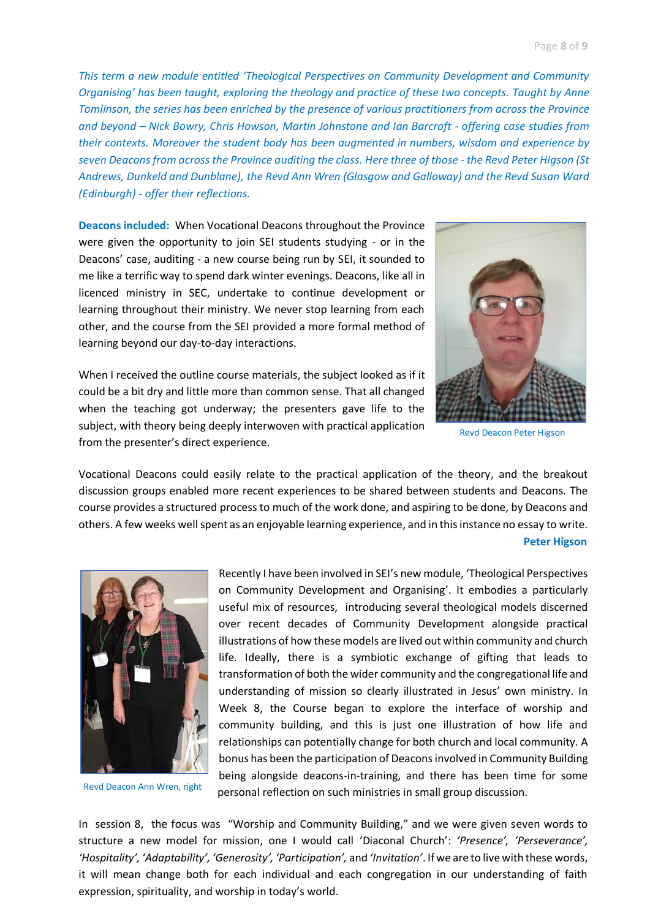*This term a new module entitled 'Theological Perspectives on Community Development and Community Organising' has been taught, exploring the theology and practice of these two concepts. Taught by Anne Tomlinson, the series has been enriched by the presence of various practitioners from across the Province and beyond – Nick Bowry, Chris Howson, Martin Johnstone and Ian Barcroft - offering case studies from their contexts. Moreover the student body has been augmented in numbers, wisdom and experience by seven Deacons from across the Province auditing the class. Here three of those - the Revd Peter Higson (St Andrews, Dunkeld and Dunblane), the Revd Ann Wren (Glasgow and Galloway) and the Revd Susan Ward (Edinburgh) - offer their reflections.*

**Deacons included:** When Vocational Deacons throughout the Province were given the opportunity to join SEI students studying - or in the Deacons' case, auditing - a new course being run by SEI, it sounded to me like a terrific way to spend dark winter evenings. Deacons, like all in licenced ministry in SEC, undertake to continue development or learning throughout their ministry. We never stop learning from each other, and the course from the SEI provided a more formal method of learning beyond our day-to-day interactions.

When I received the outline course materials, the subject looked as if it could be a bit dry and little more than common sense. That all changed when the teaching got underway; the presenters gave life to the subject, with theory being deeply interwoven with practical application from the presenter's direct experience.

Revd Deacon Peter Higson

Vocational Deacons could easily relate to the practical application of the theory, and the breakout discussion groups enabled more recent experiences to be shared between students and Deacons. The course provides a structured process to much of the work done, and aspiring to be done, by Deacons and others. A few weeks well spent as an enjoyable learning experience, and in this instance no essay to write.

**Peter Higson**

Revd Deacon Ann Wren, right

Recently I have been involved in SEI's new module, 'Theological Perspectives on Community Development and Organising'. It embodies a particularly useful mix of resources, introducing several theological models discerned over recent decades of Community Development alongside practical illustrations of how these models are lived out within community and church life. Ideally, there is a symbiotic exchange of gifting that leads to transformation of both the wider community and the congregational life and understanding of mission so clearly illustrated in Jesus' own ministry. In Week 8, the Course began to explore the interface of worship and community building, and this is just one illustration of how life and relationships can potentially change for both church and local community. A bonus has been the participation of Deacons involved in Community Building being alongside deacons-in-training, and there has been time for some personal reflection on such ministries in small group discussion.

In session 8, the focus was "Worship and Community Building," and we were given seven words to structure a new model for mission, one I would call 'Diaconal Church': *'Presence', 'Perseverance', 'Hospitality', 'Adaptability', 'Generosity', 'Participation',* and *'Invitation'*. If we are to live with these words, it will mean change both for each individual and each congregation in our understanding of faith expression, spirituality, and worship in today's world.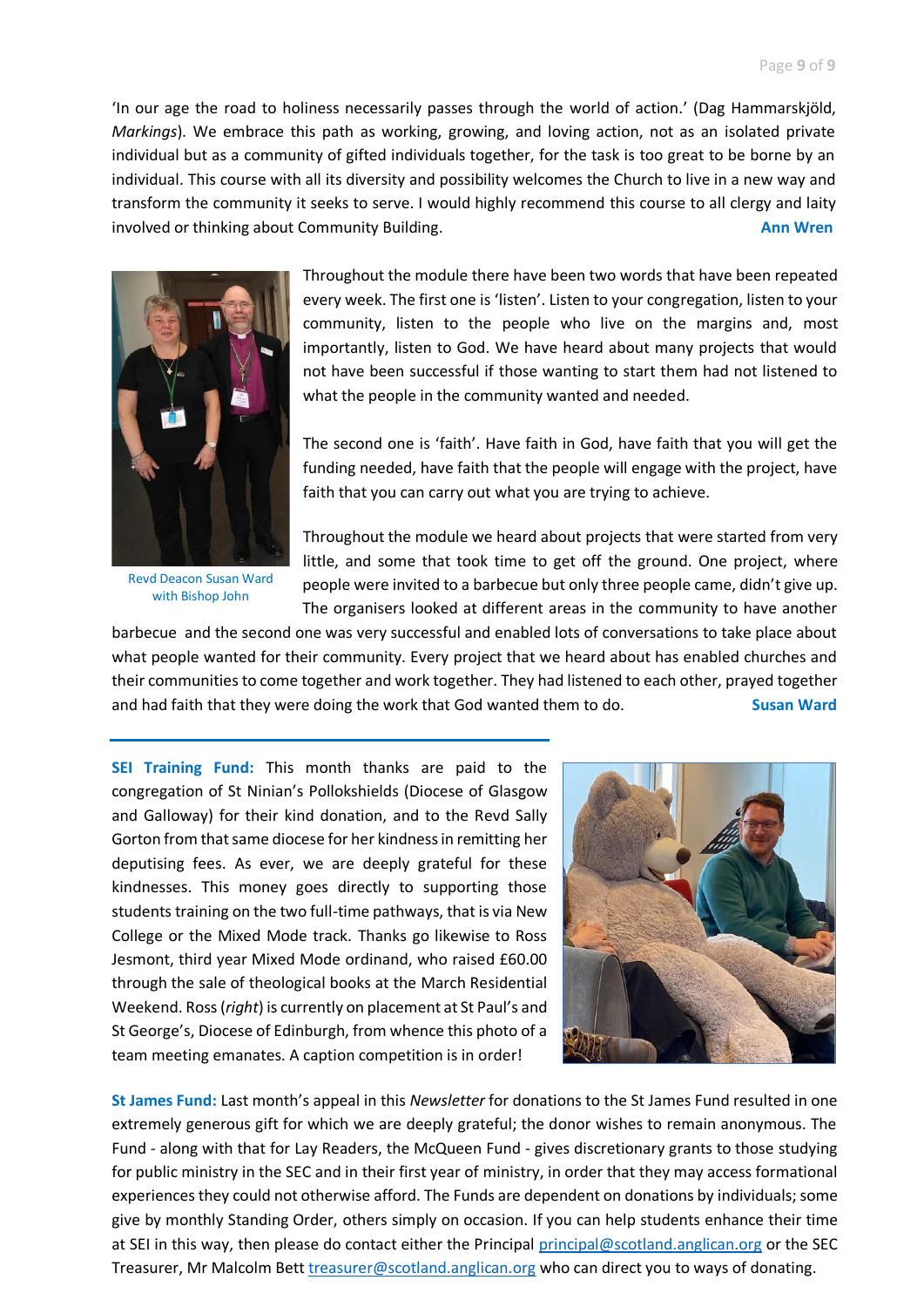'In our age the road to holiness necessarily passes through the world of action.' (Dag Hammarskjöld, *Markings*). We embrace this path as working, growing, and loving action, not as an isolated private individual but as a community of gifted individuals together, for the task is too great to be borne by an individual. This course with all its diversity and possibility welcomes the Church to live in a new way and transform the community it seeks to serve. I would highly recommend this course to all clergy and laity involved or thinking about Community Building. **Ann Wren**

Revd Deacon Susan Ward with Bishop John

Throughout the module there have been two words that have been repeated every week. The first one is 'listen'. Listen to your congregation, listen to your community, listen to the people who live on the margins and, most importantly, listen to God. We have heard about many projects that would not have been successful if those wanting to start them had not listened to what the people in the community wanted and needed.

The second one is 'faith'. Have faith in God, have faith that you will get the funding needed, have faith that the people will engage with the project, have faith that you can carry out what you are trying to achieve.

Throughout the module we heard about projects that were started from very little, and some that took time to get off the ground. One project, where people were invited to a barbecue but only three people came, didn't give up. The organisers looked at different areas in the community to have another barbecue and the second one was very successful and enabled lots of conversations to take place about what people wanted for their community. Every project that we heard about has enabled churches and their communities to come together and work together. They had listened to each other, prayed together and had faith that they were doing the work that God wanted them to do. **Susan Ward**

---

**SEI Training Fund:** This month thanks are paid to the congregation of St Ninian's Pollokshields (Diocese of Glasgow and Galloway) for their kind donation, and to the Revd Sally Gorton from that same diocese for her kindness in remitting her deputising fees. As ever, we are deeply grateful for these kindnesses. This money goes directly to supporting those students training on the two full-time pathways, that is via New College or the Mixed Mode track. Thanks go likewise to Ross Jesmont, third year Mixed Mode ordinand, who raised £60.00 through the sale of theological books at the March Residential Weekend. Ross (*right*) is currently on placement at St Paul's and St George's, Diocese of Edinburgh, from whence this photo of a team meeting emanates. A caption competition is in order!

**St James Fund:** Last month's appeal in this *Newsletter* for donations to the St James Fund resulted in one extremely generous gift for which we are deeply grateful; the donor wishes to remain anonymous. The Fund - along with that for Lay Readers, the McQueen Fund - gives discretionary grants to those studying for public ministry in the SEC and in their first year of ministry, in order that they may access formational experiences they could not otherwise afford. The Funds are dependent on donations by individuals; some give by monthly Standing Order, others simply on occasion. If you can help students enhance their time at SEI in this way, then please do contact either the Principal principal@scotland.anglican.org or the SEC Treasurer, Mr Malcolm Bett treasurer@scotland.anglican.org who can direct you to ways of donating.